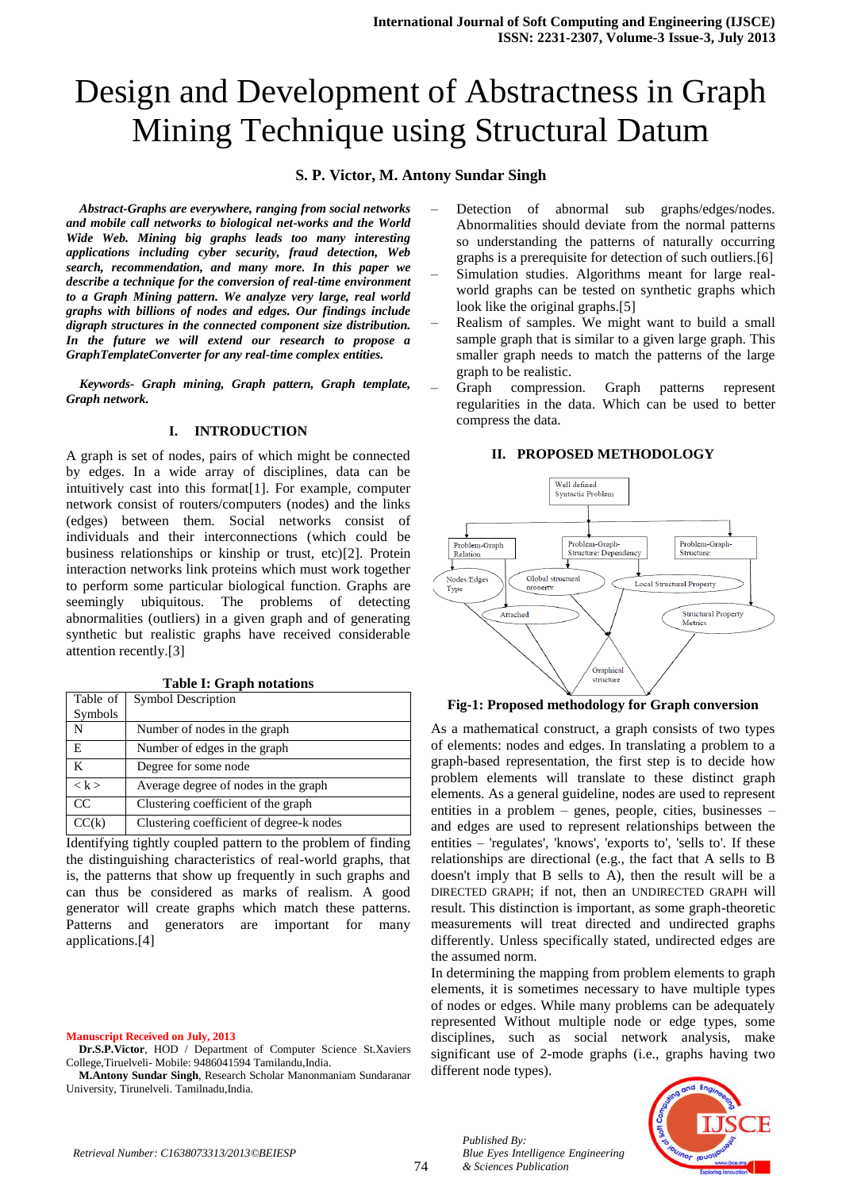# Design and Development of Abstractness in Graph Mining Technique using Structural Datum

**S. P. Victor, M. Antony Sundar Singh**

***Abstract-Graphs are everywhere, ranging from social networks and mobile call networks to biological net-works and the World Wide Web. Mining big graphs leads too many interesting applications including cyber security, fraud detection, Web search, recommendation, and many more. In this paper we describe a technique for the conversion of real-time environment to a Graph Mining pattern. We analyze very large, real world graphs with billions of nodes and edges. Our findings include digraph structures in the connected component size distribution. In the future we will extend our research to propose a GraphTemplateConverter for any real-time complex entities.***

***Keywords- Graph mining, Graph pattern, Graph template, Graph network.***

## I. INTRODUCTION

A graph is set of nodes, pairs of which might be connected by edges. In a wide array of disciplines, data can be intuitively cast into this format[1]. For example, computer network consist of routers/computers (nodes) and the links (edges) between them. Social networks consist of individuals and their interconnections (which could be business relationships or kinship or trust, etc)[2]. Protein interaction networks link proteins which must work together to perform some particular biological function. Graphs are seemingly ubiquitous. The problems of detecting abnormalities (outliers) in a given graph and of generating synthetic but realistic graphs have received considerable attention recently.[3]

**Table I: Graph notations**

| Table of Symbols | Symbol Description |
|---|---|
| N | Number of nodes in the graph |
| E | Number of edges in the graph |
| K | Degree for some node |
| < k > | Average degree of nodes in the graph |
| CC | Clustering coefficient of the graph |
| CC(k) | Clustering coefficient of degree-k nodes |

Identifying tightly coupled pattern to the problem of finding the distinguishing characteristics of real-world graphs, that is, the patterns that show up frequently in such graphs and can thus be considered as marks of realism. A good generator will create graphs which match these patterns. Patterns and generators are important for many applications.[4]

- Detection of abnormal sub graphs/edges/nodes. Abnormalities should deviate from the normal patterns so understanding the patterns of naturally occurring graphs is a prerequisite for detection of such outliers.[6]
- Simulation studies. Algorithms meant for large real-world graphs can be tested on synthetic graphs which look like the original graphs.[5]
- Realism of samples. We might want to build a small sample graph that is similar to a given large graph. This smaller graph needs to match the patterns of the large graph to be realistic.
- Graph compression. Graph patterns represent regularities in the data. Which can be used to better compress the data.

## II. PROPOSED METHODOLOGY

**Fig-1: Proposed methodology for Graph conversion**

As a mathematical construct, a graph consists of two types of elements: nodes and edges. In translating a problem to a graph-based representation, the first step is to decide how problem elements will translate to these distinct graph elements. As a general guideline, nodes are used to represent entities in a problem – genes, people, cities, businesses – and edges are used to represent relationships between the entities – 'regulates', 'knows', 'exports to', 'sells to'. If these relationships are directional (e.g., the fact that A sells to B doesn't imply that B sells to A), then the result will be a DIRECTED GRAPH; if not, then an UNDIRECTED GRAPH will result. This distinction is important, as some graph-theoretic measurements will treat directed and undirected graphs differently. Unless specifically stated, undirected edges are the assumed norm.

In determining the mapping from problem elements to graph elements, it is sometimes necessary to have multiple types of nodes or edges. While many problems can be adequately represented Without multiple node or edge types, some disciplines, such as social network analysis, make significant use of 2-mode graphs (i.e., graphs having two different node types).

**Manuscript Received on July, 2013**

**Dr.S.P.Victor**, HOD / Department of Computer Science St.Xaviers College,Tiruelveli- Mobile: 9486041594 Tamilandu,India.

**M.Antony Sundar Singh**, Research Scholar Manonmaniam Sundaranar University, Tirunelveli. Tamilnadu,India.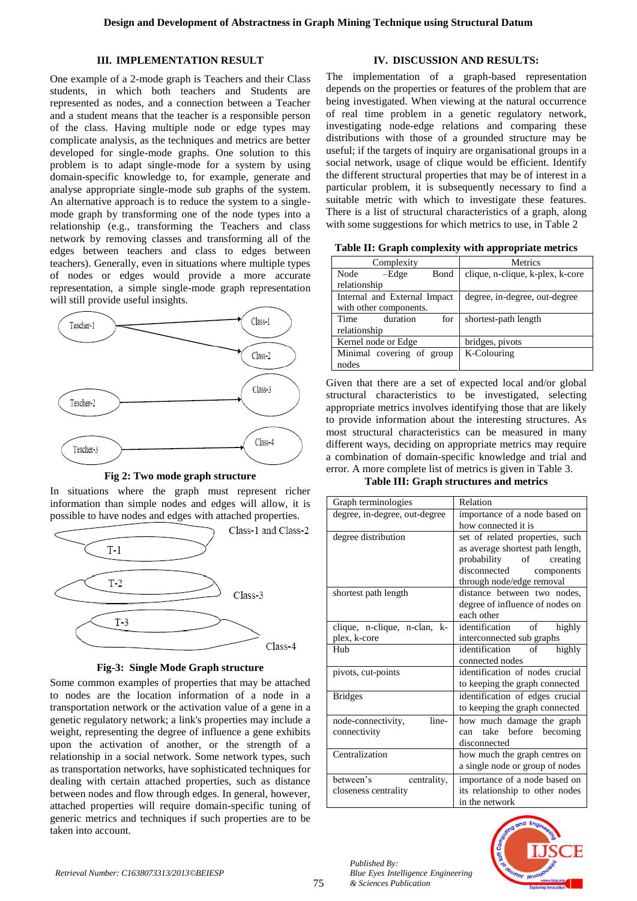## III. IMPLEMENTATION RESULT

One example of a 2-mode graph is Teachers and their Class students, in which both teachers and Students are represented as nodes, and a connection between a Teacher and a student means that the teacher is a responsible person of the class. Having multiple node or edge types may complicate analysis, as the techniques and metrics are better developed for single-mode graphs. One solution to this problem is to adapt single-mode for a system by using domain-specific knowledge to, for example, generate and analyse appropriate single-mode sub graphs of the system. An alternative approach is to reduce the system to a single-mode graph by transforming one of the node types into a relationship (e.g., transforming the Teachers and class network by removing classes and transforming all of the edges between teachers and class to edges between teachers). Generally, even in situations where multiple types of nodes or edges would provide a more accurate representation, a simple single-mode graph representation will still provide useful insights.

Fig 2: Two mode graph structure

In situations where the graph must represent richer information than simple nodes and edges will allow, it is possible to have nodes and edges with attached properties.

Fig-3: Single Mode Graph structure

Some common examples of properties that may be attached to nodes are the location information of a node in a transportation network or the activation value of a gene in a genetic regulatory network; a link's properties may include a weight, representing the degree of influence a gene exhibits upon the activation of another, or the strength of a relationship in a social network. Some network types, such as transportation networks, have sophisticated techniques for dealing with certain attached properties, such as distance between nodes and flow through edges. In general, however, attached properties will require domain-specific tuning of generic metrics and techniques if such properties are to be taken into account.

## IV. DISCUSSION AND RESULTS:

The implementation of a graph-based representation depends on the properties or features of the problem that are being investigated. When viewing at the natural occurrence of real time problem in a genetic regulatory network, investigating node-edge relations and comparing these distributions with those of a grounded structure may be useful; if the targets of inquiry are organisational groups in a social network, usage of clique would be efficient. Identify the different structural properties that may be of interest in a particular problem, it is subsequently necessary to find a suitable metric with which to investigate these features. There is a list of structural characteristics of a graph, along with some suggestions for which metrics to use, in Table 2

**Table II: Graph complexity with appropriate metrics**

| Complexity | Metrics |
|---|---|
| Node –Edge Bond relationship | clique, n-clique, k-plex, k-core |
| Internal and External Impact with other components. | degree, in-degree, out-degree |
| Time duration for relationship | shortest-path length |
| Kernel node or Edge | bridges, pivots |
| Minimal covering of group nodes | K-Colouring |

Given that there are a set of expected local and/or global structural characteristics to be investigated, selecting appropriate metrics involves identifying those that are likely to provide information about the interesting structures. As most structural characteristics can be measured in many different ways, deciding on appropriate metrics may require a combination of domain-specific knowledge and trial and error. A more complete list of metrics is given in Table 3.

**Table III: Graph structures and metrics**

| Graph terminologies | Relation |
|---|---|
| degree, in-degree, out-degree | importance of a node based on how connected it is |
| degree distribution | set of related properties, such as average shortest path length, probability of creating disconnected components through node/edge removal |
| shortest path length | distance between two nodes, degree of influence of nodes on each other |
| clique, n-clique, n-clan, k-plex, k-core | identification of highly interconnected sub graphs |
| Hub | identification of highly connected nodes |
| pivots, cut-points | identification of nodes crucial to keeping the graph connected |
| Bridges | identification of edges crucial to keeping the graph connected |
| node-connectivity, line-connectivity | how much damage the graph can take before becoming disconnected |
| Centralization | how much the graph centres on a single node or group of nodes |
| between's centrality, closeness centrality | importance of a node based on its relationship to other nodes in the network |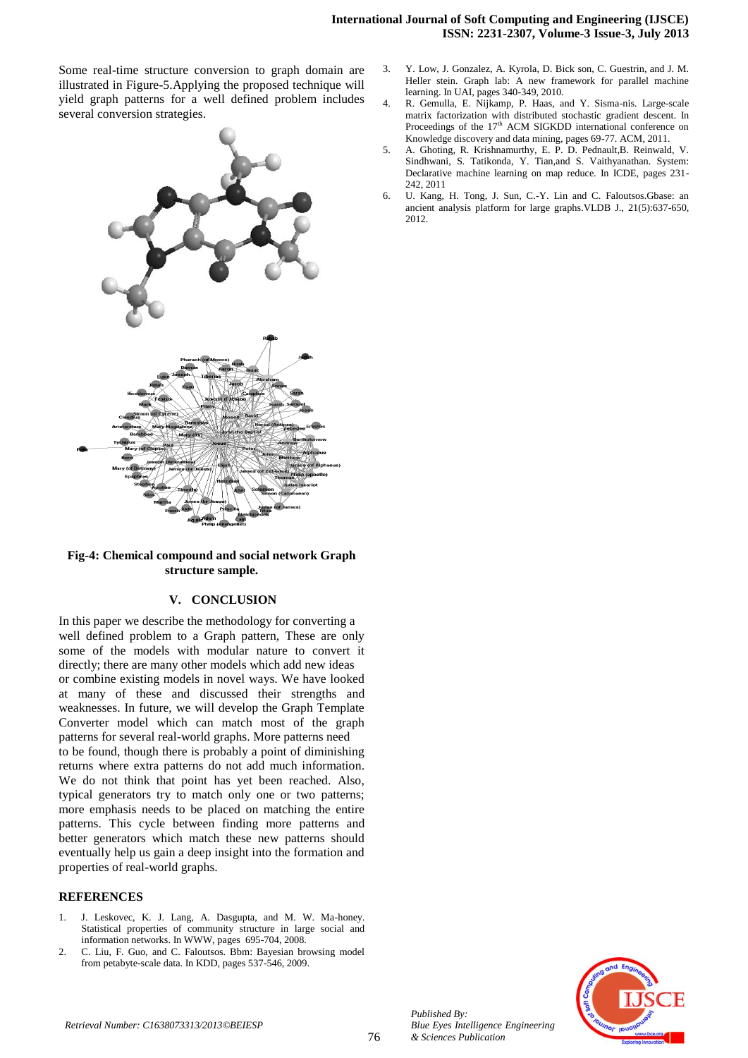Some real-time structure conversion to graph domain are illustrated in Figure-5.Applying the proposed technique will yield graph patterns for a well defined problem includes several conversion strategies.

**Fig-4: Chemical compound and social network Graph structure sample.**

## V. CONCLUSION

In this paper we describe the methodology for converting a well defined problem to a Graph pattern, These are only some of the models with modular nature to convert it directly; there are many other models which add new ideas or combine existing models in novel ways. We have looked at many of these and discussed their strengths and weaknesses. In future, we will develop the Graph Template Converter model which can match most of the graph patterns for several real-world graphs. More patterns need to be found, though there is probably a point of diminishing returns where extra patterns do not add much information. We do not think that point has yet been reached. Also, typical generators try to match only one or two patterns; more emphasis needs to be placed on matching the entire patterns. This cycle between finding more patterns and better generators which match these new patterns should eventually help us gain a deep insight into the formation and properties of real-world graphs.

## REFERENCES

1. J. Leskovec, K. J. Lang, A. Dasgupta, and M. W. Ma-honey. Statistical properties of community structure in large social and information networks. In WWW, pages 695-704, 2008.
2. C. Liu, F. Guo, and C. Faloutsos. Bbm: Bayesian browsing model from petabyte-scale data. In KDD, pages 537-546, 2009.
3. Y. Low, J. Gonzalez, A. Kyrola, D. Bick son, C. Guestrin, and J. M. Heller stein. Graph lab: A new framework for parallel machine learning. In UAI, pages 340-349, 2010.
4. R. Gemulla, E. Nijkamp, P. Haas, and Y. Sisma-nis. Large-scale matrix factorization with distributed stochastic gradient descent. In Proceedings of the 17th ACM SIGKDD international conference on Knowledge discovery and data mining, pages 69-77. ACM, 2011.
5. A. Ghoting, R. Krishnamurthy, E. P. D. Pednault,B. Reinwald, V. Sindhwani, S. Tatikonda, Y. Tian,and S. Vaithyanathan. System: Declarative machine learning on map reduce. In ICDE, pages 231-242, 2011
6. U. Kang, H. Tong, J. Sun, C.-Y. Lin and C. Faloutsos.Gbase: an ancient analysis platform for large graphs.VLDB J., 21(5):637-650, 2012.